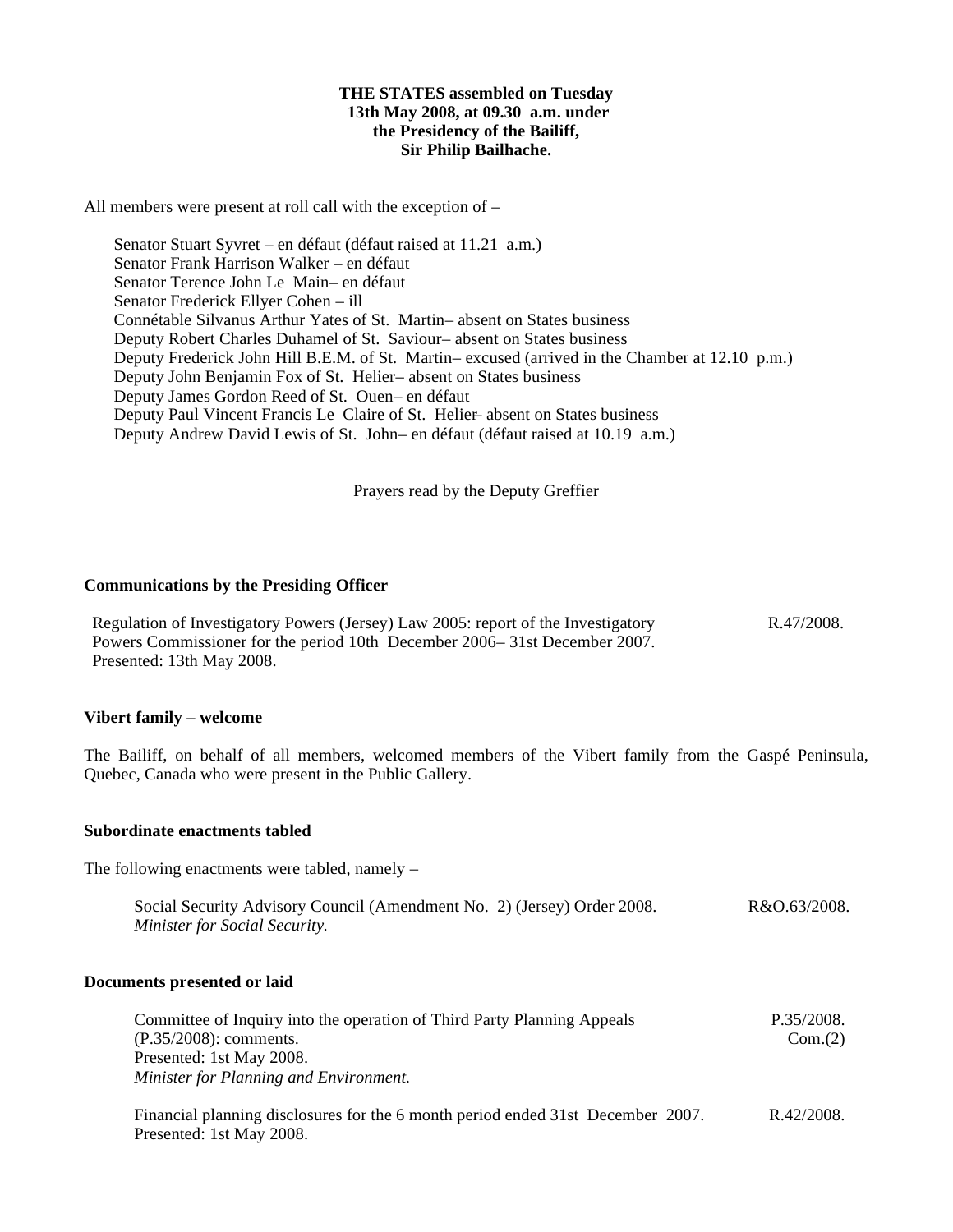**THE STATES assembled on Tuesday 13th May 2008, at 09.30 a.m. under the Presidency of the Bailiff, Sir Philip Bailhache.**

All members were present at roll call with the exception of –

Senator Stuart Syvret – en défaut (défaut raised at 11.21 a.m.)
Senator Frank Harrison Walker – en défaut
Senator Terence John Le Main – en défaut
Senator Frederick Ellyer Cohen – ill
Connétable Silvanus Arthur Yates of St. Martin – absent on States business
Deputy Robert Charles Duhamel of St. Saviour – absent on States business
Deputy Frederick John Hill B.E.M. of St. Martin – excused (arrived in the Chamber at 12.10 p.m.)
Deputy John Benjamin Fox of St. Helier – absent on States business
Deputy James Gordon Reed of St. Ouen – en défaut
Deputy Paul Vincent Francis Le Claire of St. Helier – absent on States business
Deputy Andrew David Lewis of St. John – en défaut (défaut raised at 10.19 a.m.)

Prayers read by the Deputy Greffier

**Communications by the Presiding Officer**

| | |
|---|---|
| Regulation of Investigatory Powers (Jersey) Law 2005: report of the Investigatory Powers Commissioner for the period 10th December 2006 – 31st December 2007. Presented: 13th May 2008. | R.47/2008. |

**Vibert family – welcome**

The Bailiff, on behalf of all members, welcomed members of the Vibert family from the Gaspé Peninsula, Quebec, Canada who were present in the Public Gallery.

**Subordinate enactments tabled**

The following enactments were tabled, namely –

| | |
|---|---|
| Social Security Advisory Council (Amendment No. 2) (Jersey) Order 2008. *Minister for Social Security.* | R&O.63/2008. |

**Documents presented or laid**

| | |
|---|---|
| Committee of Inquiry into the operation of Third Party Planning Appeals (P.35/2008): comments. Presented: 1st May 2008. *Minister for Planning and Environment.* | P.35/2008. Com.(2) |
| Financial planning disclosures for the 6 month period ended 31st December 2007. Presented: 1st May 2008. | R.42/2008. |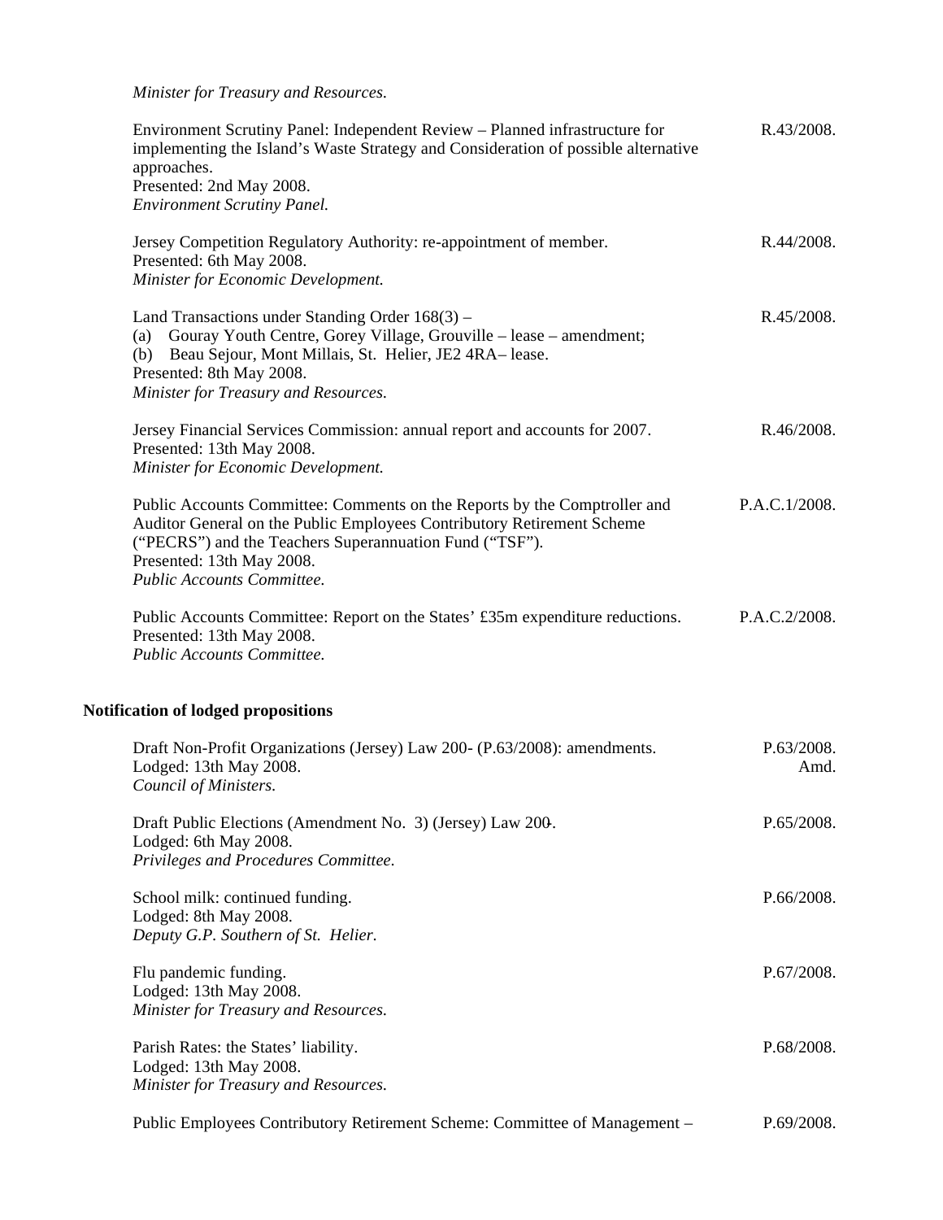*Minister for Treasury and Resources.*

| | |
|---|---|
| Environment Scrutiny Panel: Independent Review – Planned infrastructure for implementing the Island's Waste Strategy and Consideration of possible alternative approaches.<br>Presented: 2nd May 2008.<br>*Environment Scrutiny Panel.* | R.43/2008. |
| Jersey Competition Regulatory Authority: re-appointment of member.<br>Presented: 6th May 2008.<br>*Minister for Economic Development.* | R.44/2008. |
| Land Transactions under Standing Order 168(3) –<br>(a) Gouray Youth Centre, Gorey Village, Grouville – lease – amendment;<br>(b) Beau Sejour, Mont Millais, St. Helier, JE2 4RA– lease.<br>Presented: 8th May 2008.<br>*Minister for Treasury and Resources.* | R.45/2008. |
| Jersey Financial Services Commission: annual report and accounts for 2007.<br>Presented: 13th May 2008.<br>*Minister for Economic Development.* | R.46/2008. |
| Public Accounts Committee: Comments on the Reports by the Comptroller and Auditor General on the Public Employees Contributory Retirement Scheme ("PECRS") and the Teachers Superannuation Fund ("TSF").<br>Presented: 13th May 2008.<br>*Public Accounts Committee.* | P.A.C.1/2008. |
| Public Accounts Committee: Report on the States' £35m expenditure reductions.<br>Presented: 13th May 2008.<br>*Public Accounts Committee.* | P.A.C.2/2008. |

**Notification of lodged propositions**

| | |
|---|---|
| Draft Non-Profit Organizations (Jersey) Law 200- (P.63/2008): amendments.<br>Lodged: 13th May 2008.<br>*Council of Ministers.* | P.63/2008. Amd. |
| Draft Public Elections (Amendment No. 3) (Jersey) Law 200-.<br>Lodged: 6th May 2008.<br>*Privileges and Procedures Committee.* | P.65/2008. |
| School milk: continued funding.<br>Lodged: 8th May 2008.<br>*Deputy G.P. Southern of St. Helier.* | P.66/2008. |
| Flu pandemic funding.<br>Lodged: 13th May 2008.<br>*Minister for Treasury and Resources.* | P.67/2008. |
| Parish Rates: the States' liability.<br>Lodged: 13th May 2008.<br>*Minister for Treasury and Resources.* | P.68/2008. |
| Public Employees Contributory Retirement Scheme: Committee of Management – | P.69/2008. |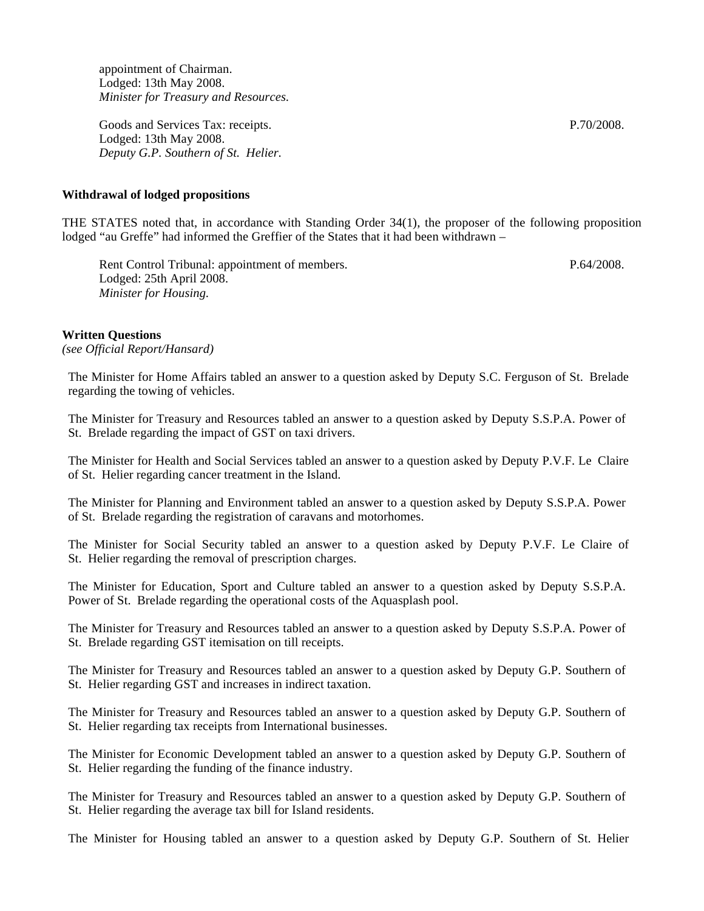appointment of Chairman.
Lodged: 13th May 2008.
*Minister for Treasury and Resources.*

Goods and Services Tax: receipts. P.70/2008.
Lodged: 13th May 2008.
*Deputy G.P. Southern of St. Helier.*

**Withdrawal of lodged propositions**

THE STATES noted that, in accordance with Standing Order 34(1), the proposer of the following proposition lodged "au Greffe" had informed the Greffier of the States that it had been withdrawn –

Rent Control Tribunal: appointment of members. P.64/2008.
Lodged: 25th April 2008.
*Minister for Housing.*

**Written Questions**
*(see Official Report/Hansard)*

The Minister for Home Affairs tabled an answer to a question asked by Deputy S.C. Ferguson of St. Brelade regarding the towing of vehicles.

The Minister for Treasury and Resources tabled an answer to a question asked by Deputy S.S.P.A. Power of St. Brelade regarding the impact of GST on taxi drivers.

The Minister for Health and Social Services tabled an answer to a question asked by Deputy P.V.F. Le Claire of St. Helier regarding cancer treatment in the Island.

The Minister for Planning and Environment tabled an answer to a question asked by Deputy S.S.P.A. Power of St. Brelade regarding the registration of caravans and motorhomes.

The Minister for Social Security tabled an answer to a question asked by Deputy P.V.F. Le Claire of St. Helier regarding the removal of prescription charges.

The Minister for Education, Sport and Culture tabled an answer to a question asked by Deputy S.S.P.A. Power of St. Brelade regarding the operational costs of the Aquasplash pool.

The Minister for Treasury and Resources tabled an answer to a question asked by Deputy S.S.P.A. Power of St. Brelade regarding GST itemisation on till receipts.

The Minister for Treasury and Resources tabled an answer to a question asked by Deputy G.P. Southern of St. Helier regarding GST and increases in indirect taxation.

The Minister for Treasury and Resources tabled an answer to a question asked by Deputy G.P. Southern of St. Helier regarding tax receipts from International businesses.

The Minister for Economic Development tabled an answer to a question asked by Deputy G.P. Southern of St. Helier regarding the funding of the finance industry.

The Minister for Treasury and Resources tabled an answer to a question asked by Deputy G.P. Southern of St. Helier regarding the average tax bill for Island residents.

The Minister for Housing tabled an answer to a question asked by Deputy G.P. Southern of St. Helier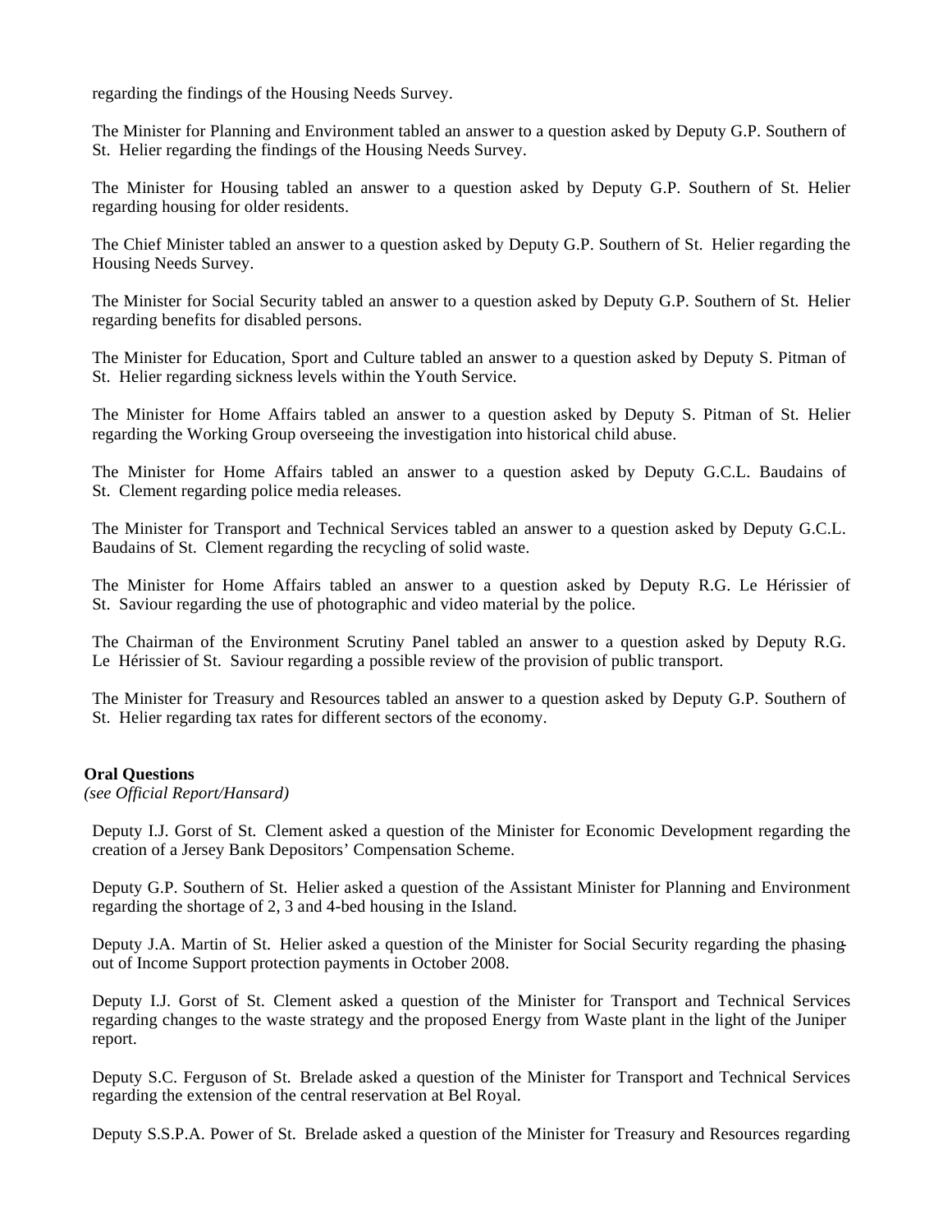regarding the findings of the Housing Needs Survey.

The Minister for Planning and Environment tabled an answer to a question asked by Deputy G.P. Southern of St. Helier regarding the findings of the Housing Needs Survey.

The Minister for Housing tabled an answer to a question asked by Deputy G.P. Southern of St. Helier regarding housing for older residents.

The Chief Minister tabled an answer to a question asked by Deputy G.P. Southern of St. Helier regarding the Housing Needs Survey.

The Minister for Social Security tabled an answer to a question asked by Deputy G.P. Southern of St. Helier regarding benefits for disabled persons.

The Minister for Education, Sport and Culture tabled an answer to a question asked by Deputy S. Pitman of St. Helier regarding sickness levels within the Youth Service.

The Minister for Home Affairs tabled an answer to a question asked by Deputy S. Pitman of St. Helier regarding the Working Group overseeing the investigation into historical child abuse.

The Minister for Home Affairs tabled an answer to a question asked by Deputy G.C.L. Baudains of St. Clement regarding police media releases.

The Minister for Transport and Technical Services tabled an answer to a question asked by Deputy G.C.L. Baudains of St. Clement regarding the recycling of solid waste.

The Minister for Home Affairs tabled an answer to a question asked by Deputy R.G. Le Hérissier of St. Saviour regarding the use of photographic and video material by the police.

The Chairman of the Environment Scrutiny Panel tabled an answer to a question asked by Deputy R.G. Le Hérissier of St. Saviour regarding a possible review of the provision of public transport.

The Minister for Treasury and Resources tabled an answer to a question asked by Deputy G.P. Southern of St. Helier regarding tax rates for different sectors of the economy.

**Oral Questions**
*(see Official Report/Hansard)*

Deputy I.J. Gorst of St. Clement asked a question of the Minister for Economic Development regarding the creation of a Jersey Bank Depositors' Compensation Scheme.

Deputy G.P. Southern of St. Helier asked a question of the Assistant Minister for Planning and Environment regarding the shortage of 2, 3 and 4-bed housing in the Island.

Deputy J.A. Martin of St. Helier asked a question of the Minister for Social Security regarding the phasing-out of Income Support protection payments in October 2008.

Deputy I.J. Gorst of St. Clement asked a question of the Minister for Transport and Technical Services regarding changes to the waste strategy and the proposed Energy from Waste plant in the light of the Juniper report.

Deputy S.C. Ferguson of St. Brelade asked a question of the Minister for Transport and Technical Services regarding the extension of the central reservation at Bel Royal.

Deputy S.S.P.A. Power of St. Brelade asked a question of the Minister for Treasury and Resources regarding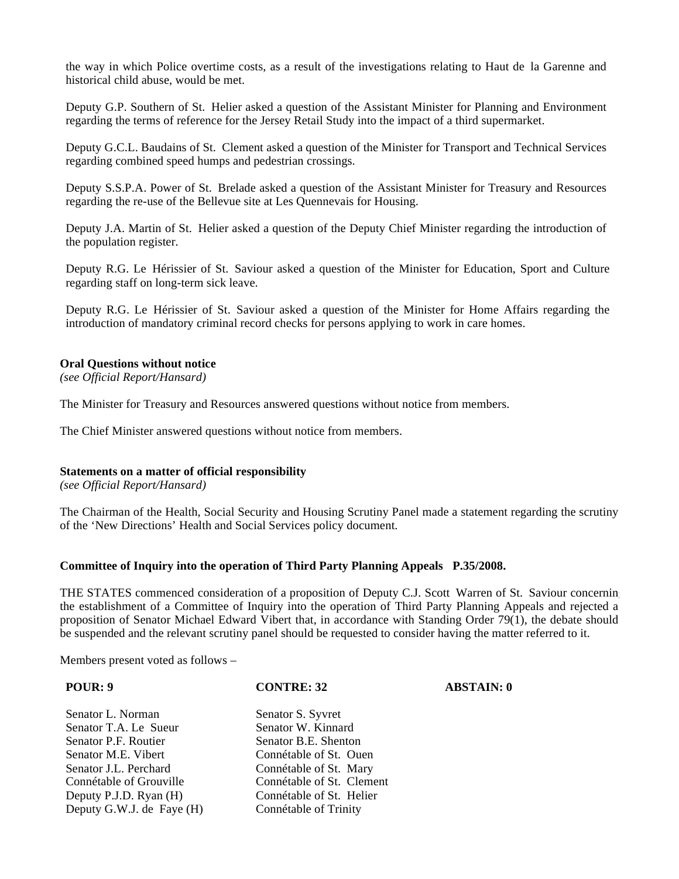the way in which Police overtime costs, as a result of the investigations relating to Haut de la Garenne and historical child abuse, would be met.

Deputy G.P. Southern of St. Helier asked a question of the Assistant Minister for Planning and Environment regarding the terms of reference for the Jersey Retail Study into the impact of a third supermarket.

Deputy G.C.L. Baudains of St. Clement asked a question of the Minister for Transport and Technical Services regarding combined speed humps and pedestrian crossings.

Deputy S.S.P.A. Power of St. Brelade asked a question of the Assistant Minister for Treasury and Resources regarding the re-use of the Bellevue site at Les Quennevais for Housing.

Deputy J.A. Martin of St. Helier asked a question of the Deputy Chief Minister regarding the introduction of the population register.

Deputy R.G. Le Hérissier of St. Saviour asked a question of the Minister for Education, Sport and Culture regarding staff on long-term sick leave.

Deputy R.G. Le Hérissier of St. Saviour asked a question of the Minister for Home Affairs regarding the introduction of mandatory criminal record checks for persons applying to work in care homes.

**Oral Questions without notice**
*(see Official Report/Hansard)*

The Minister for Treasury and Resources answered questions without notice from members.

The Chief Minister answered questions without notice from members.

**Statements on a matter of official responsibility**
*(see Official Report/Hansard)*

The Chairman of the Health, Social Security and Housing Scrutiny Panel made a statement regarding the scrutiny of the 'New Directions' Health and Social Services policy document.

**Committee of Inquiry into the operation of Third Party Planning Appeals P.35/2008.**

THE STATES commenced consideration of a proposition of Deputy C.J. Scott Warren of St. Saviour concerning the establishment of a Committee of Inquiry into the operation of Third Party Planning Appeals and rejected a proposition of Senator Michael Edward Vibert that, in accordance with Standing Order 79(1), the debate should be suspended and the relevant scrutiny panel should be requested to consider having the matter referred to it.

Members present voted as follows –

| POUR: 9 | CONTRE: 32 | ABSTAIN: 0 |
|---|---|---|
| Senator L. Norman | Senator S. Syvret | |
| Senator T.A. Le Sueur | Senator W. Kinnard | |
| Senator P.F. Routier | Senator B.E. Shenton | |
| Senator M.E. Vibert | Connétable of St. Ouen | |
| Senator J.L. Perchard | Connétable of St. Mary | |
| Connétable of Grouville | Connétable of St. Clement | |
| Deputy P.J.D. Ryan (H) | Connétable of St. Helier | |
| Deputy G.W.J. de Faye (H) | Connétable of Trinity | |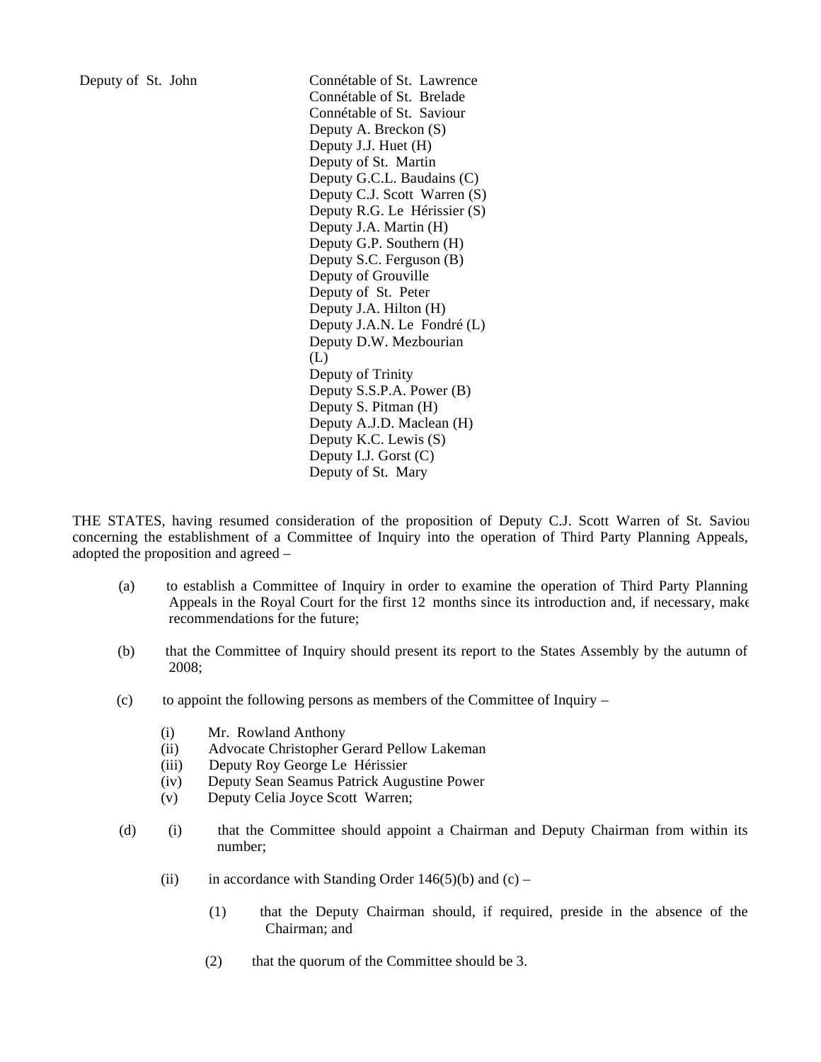| | |
|---|---|
| Deputy of St. John | Connétable of St. Lawrence |
| | Connétable of St. Brelade |
| | Connétable of St. Saviour |
| | Deputy A. Breckon (S) |
| | Deputy J.J. Huet (H) |
| | Deputy of St. Martin |
| | Deputy G.C.L. Baudains (C) |
| | Deputy C.J. Scott Warren (S) |
| | Deputy R.G. Le Hérissier (S) |
| | Deputy J.A. Martin (H) |
| | Deputy G.P. Southern (H) |
| | Deputy S.C. Ferguson (B) |
| | Deputy of Grouville |
| | Deputy of St. Peter |
| | Deputy J.A. Hilton (H) |
| | Deputy J.A.N. Le Fondré (L) |
| | Deputy D.W. Mezbourian (L) |
| | Deputy of Trinity |
| | Deputy S.S.P.A. Power (B) |
| | Deputy S. Pitman (H) |
| | Deputy A.J.D. Maclean (H) |
| | Deputy K.C. Lewis (S) |
| | Deputy I.J. Gorst (C) |
| | Deputy of St. Mary |

THE STATES, having resumed consideration of the proposition of Deputy C.J. Scott Warren of St. Saviour concerning the establishment of a Committee of Inquiry into the operation of Third Party Planning Appeals, adopted the proposition and agreed –

(a) to establish a Committee of Inquiry in order to examine the operation of Third Party Planning Appeals in the Royal Court for the first 12 months since its introduction and, if necessary, make recommendations for the future;

(b) that the Committee of Inquiry should present its report to the States Assembly by the autumn of 2008;

(c) to appoint the following persons as members of the Committee of Inquiry –

   (i) Mr. Rowland Anthony
   (ii) Advocate Christopher Gerard Pellow Lakeman
   (iii) Deputy Roy George Le Hérissier
   (iv) Deputy Sean Seamus Patrick Augustine Power
   (v) Deputy Celia Joyce Scott Warren;

(d) (i) that the Committee should appoint a Chairman and Deputy Chairman from within its number;

   (ii) in accordance with Standing Order 146(5)(b) and (c) –

      (1) that the Deputy Chairman should, if required, preside in the absence of the Chairman; and

      (2) that the quorum of the Committee should be 3.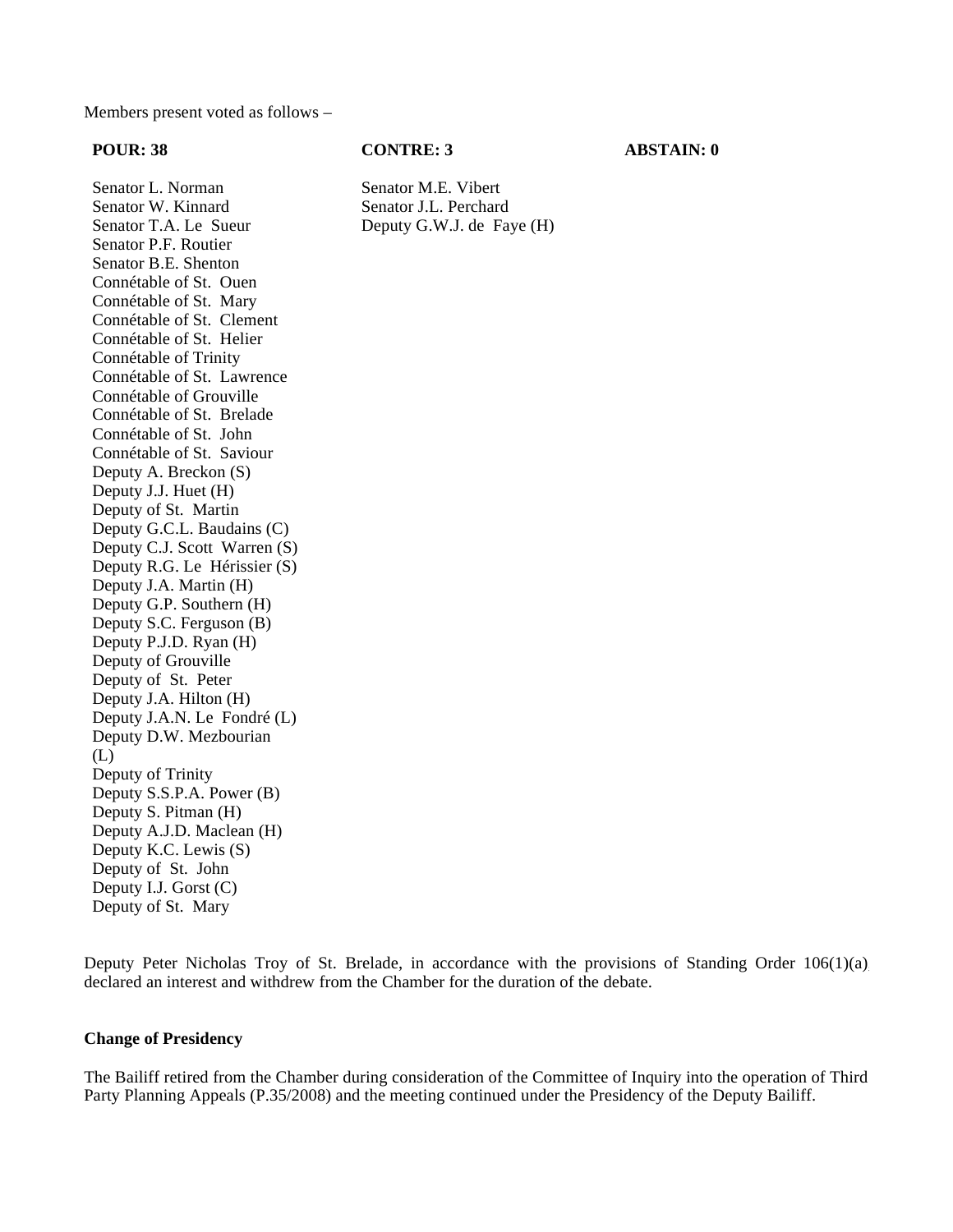Members present voted as follows –

| POUR: 38 | CONTRE: 3 | ABSTAIN: 0 |
|---|---|---|
| Senator L. Norman | Senator M.E. Vibert | |
| Senator W. Kinnard | Senator J.L. Perchard | |
| Senator T.A. Le Sueur | Deputy G.W.J. de Faye (H) | |
| Senator P.F. Routier | | |
| Senator B.E. Shenton | | |
| Connétable of St. Ouen | | |
| Connétable of St. Mary | | |
| Connétable of St. Clement | | |
| Connétable of St. Helier | | |
| Connétable of Trinity | | |
| Connétable of St. Lawrence | | |
| Connétable of Grouville | | |
| Connétable of St. Brelade | | |
| Connétable of St. John | | |
| Connétable of St. Saviour | | |
| Deputy A. Breckon (S) | | |
| Deputy J.J. Huet (H) | | |
| Deputy of St. Martin | | |
| Deputy G.C.L. Baudains (C) | | |
| Deputy C.J. Scott Warren (S) | | |
| Deputy R.G. Le Hérissier (S) | | |
| Deputy J.A. Martin (H) | | |
| Deputy G.P. Southern (H) | | |
| Deputy S.C. Ferguson (B) | | |
| Deputy P.J.D. Ryan (H) | | |
| Deputy of Grouville | | |
| Deputy of St. Peter | | |
| Deputy J.A. Hilton (H) | | |
| Deputy J.A.N. Le Fondré (L) | | |
| Deputy D.W. Mezbourian (L) | | |
| Deputy of Trinity | | |
| Deputy S.S.P.A. Power (B) | | |
| Deputy S. Pitman (H) | | |
| Deputy A.J.D. Maclean (H) | | |
| Deputy K.C. Lewis (S) | | |
| Deputy of St. John | | |
| Deputy I.J. Gorst (C) | | |
| Deputy of St. Mary | | |

Deputy Peter Nicholas Troy of St. Brelade, in accordance with the provisions of Standing Order 106(1)(a), declared an interest and withdrew from the Chamber for the duration of the debate.

**Change of Presidency**

The Bailiff retired from the Chamber during consideration of the Committee of Inquiry into the operation of Third Party Planning Appeals (P.35/2008) and the meeting continued under the Presidency of the Deputy Bailiff.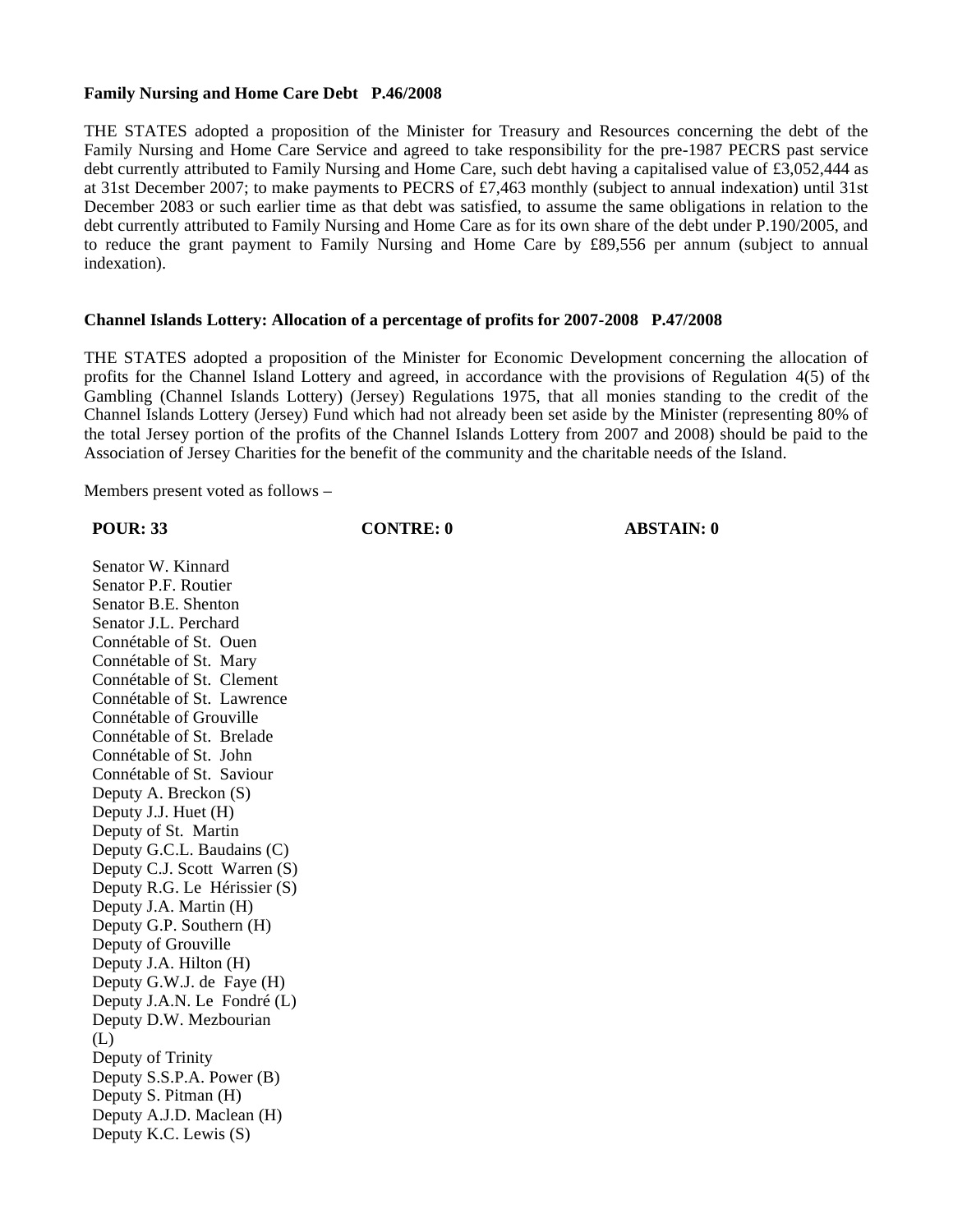**Family Nursing and Home Care Debt P.46/2008**

THE STATES adopted a proposition of the Minister for Treasury and Resources concerning the debt of the Family Nursing and Home Care Service and agreed to take responsibility for the pre-1987 PECRS past service debt currently attributed to Family Nursing and Home Care, such debt having a capitalised value of £3,052,444 as at 31st December 2007; to make payments to PECRS of £7,463 monthly (subject to annual indexation) until 31st December 2083 or such earlier time as that debt was satisfied, to assume the same obligations in relation to the debt currently attributed to Family Nursing and Home Care as for its own share of the debt under P.190/2005, and to reduce the grant payment to Family Nursing and Home Care by £89,556 per annum (subject to annual indexation).

**Channel Islands Lottery: Allocation of a percentage of profits for 2007-2008 P.47/2008**

THE STATES adopted a proposition of the Minister for Economic Development concerning the allocation of profits for the Channel Island Lottery and agreed, in accordance with the provisions of Regulation 4(5) of the Gambling (Channel Islands Lottery) (Jersey) Regulations 1975, that all monies standing to the credit of the Channel Islands Lottery (Jersey) Fund which had not already been set aside by the Minister (representing 80% of the total Jersey portion of the profits of the Channel Islands Lottery from 2007 and 2008) should be paid to the Association of Jersey Charities for the benefit of the community and the charitable needs of the Island.

Members present voted as follows –

| POUR: 33 | CONTRE: 0 | ABSTAIN: 0 |
|---|---|---|
| Senator W. Kinnard | | |
| Senator P.F. Routier | | |
| Senator B.E. Shenton | | |
| Senator J.L. Perchard | | |
| Connétable of St. Ouen | | |
| Connétable of St. Mary | | |
| Connétable of St. Clement | | |
| Connétable of St. Lawrence | | |
| Connétable of Grouville | | |
| Connétable of St. Brelade | | |
| Connétable of St. John | | |
| Connétable of St. Saviour | | |
| Deputy A. Breckon (S) | | |
| Deputy J.J. Huet (H) | | |
| Deputy of St. Martin | | |
| Deputy G.C.L. Baudains (C) | | |
| Deputy C.J. Scott Warren (S) | | |
| Deputy R.G. Le Hérissier (S) | | |
| Deputy J.A. Martin (H) | | |
| Deputy G.P. Southern (H) | | |
| Deputy of Grouville | | |
| Deputy J.A. Hilton (H) | | |
| Deputy G.W.J. de Faye (H) | | |
| Deputy J.A.N. Le Fondré (L) | | |
| Deputy D.W. Mezbourian (L) | | |
| Deputy of Trinity | | |
| Deputy S.S.P.A. Power (B) | | |
| Deputy S. Pitman (H) | | |
| Deputy A.J.D. Maclean (H) | | |
| Deputy K.C. Lewis (S) | | |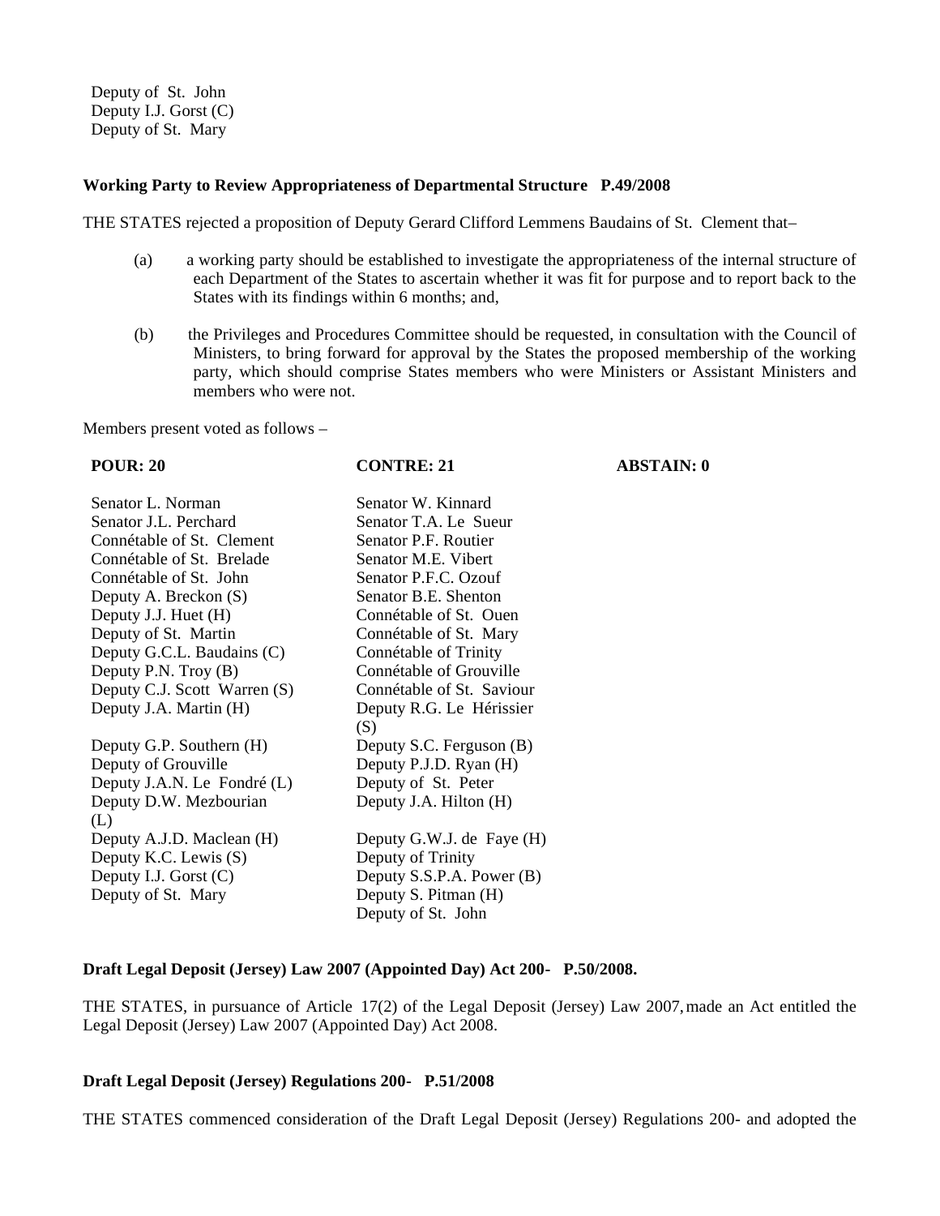Deputy of St. John
Deputy I.J. Gorst (C)
Deputy of St. Mary

**Working Party to Review Appropriateness of Departmental Structure P.49/2008**

THE STATES rejected a proposition of Deputy Gerard Clifford Lemmens Baudains of St. Clement that–

(a) a working party should be established to investigate the appropriateness of the internal structure of each Department of the States to ascertain whether it was fit for purpose and to report back to the States with its findings within 6 months; and,

(b) the Privileges and Procedures Committee should be requested, in consultation with the Council of Ministers, to bring forward for approval by the States the proposed membership of the working party, which should comprise States members who were Ministers or Assistant Ministers and members who were not.

Members present voted as follows –

| **POUR: 20** | **CONTRE: 21** | **ABSTAIN: 0** |
|---|---|---|
| Senator L. Norman | Senator W. Kinnard | |
| Senator J.L. Perchard | Senator T.A. Le Sueur | |
| Connétable of St. Clement | Senator P.F. Routier | |
| Connétable of St. Brelade | Senator M.E. Vibert | |
| Connétable of St. John | Senator P.F.C. Ozouf | |
| Deputy A. Breckon (S) | Senator B.E. Shenton | |
| Deputy J.J. Huet (H) | Connétable of St. Ouen | |
| Deputy of St. Martin | Connétable of St. Mary | |
| Deputy G.C.L. Baudains (C) | Connétable of Trinity | |
| Deputy P.N. Troy (B) | Connétable of Grouville | |
| Deputy C.J. Scott Warren (S) | Connétable of St. Saviour | |
| Deputy J.A. Martin (H) | Deputy R.G. Le Hérissier (S) | |
| Deputy G.P. Southern (H) | Deputy S.C. Ferguson (B) | |
| Deputy of Grouville | Deputy P.J.D. Ryan (H) | |
| Deputy J.A.N. Le Fondré (L) | Deputy of St. Peter | |
| Deputy D.W. Mezbourian (L) | Deputy J.A. Hilton (H) | |
| Deputy A.J.D. Maclean (H) | Deputy G.W.J. de Faye (H) | |
| Deputy K.C. Lewis (S) | Deputy of Trinity | |
| Deputy I.J. Gorst (C) | Deputy S.S.P.A. Power (B) | |
| Deputy of St. Mary | Deputy S. Pitman (H) | |
| | Deputy of St. John | |

**Draft Legal Deposit (Jersey) Law 2007 (Appointed Day) Act 200- P.50/2008.**

THE STATES, in pursuance of Article 17(2) of the Legal Deposit (Jersey) Law 2007, made an Act entitled the Legal Deposit (Jersey) Law 2007 (Appointed Day) Act 2008.

**Draft Legal Deposit (Jersey) Regulations 200- P.51/2008**

THE STATES commenced consideration of the Draft Legal Deposit (Jersey) Regulations 200- and adopted the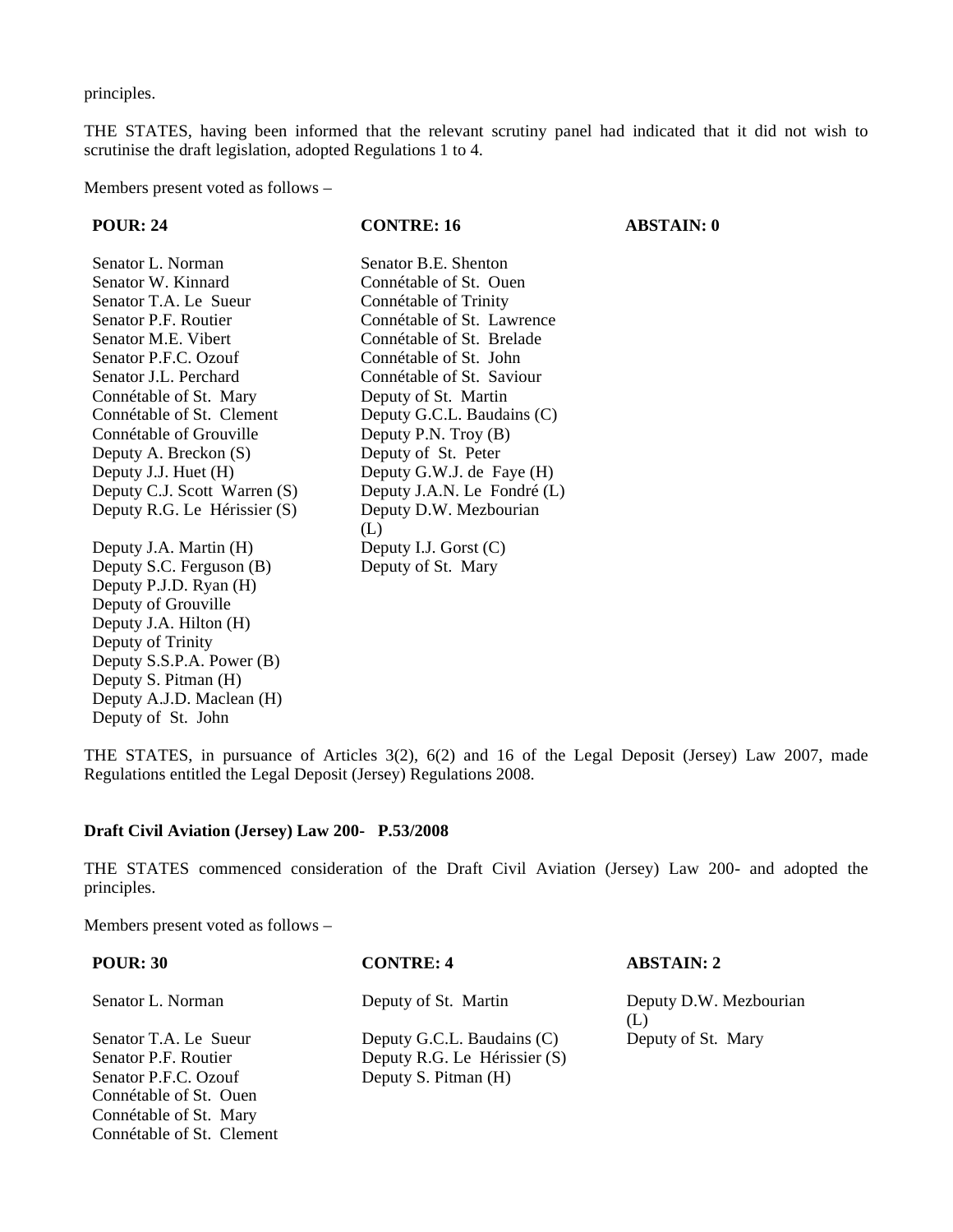principles.

THE STATES, having been informed that the relevant scrutiny panel had indicated that it did not wish to scrutinise the draft legislation, adopted Regulations 1 to 4.

Members present voted as follows –

| POUR: 24 | CONTRE: 16 | ABSTAIN: 0 |
|---|---|---|
| Senator L. Norman | Senator B.E. Shenton | |
| Senator W. Kinnard | Connétable of St. Ouen | |
| Senator T.A. Le Sueur | Connétable of Trinity | |
| Senator P.F. Routier | Connétable of St. Lawrence | |
| Senator M.E. Vibert | Connétable of St. Brelade | |
| Senator P.F.C. Ozouf | Connétable of St. John | |
| Senator J.L. Perchard | Connétable of St. Saviour | |
| Connétable of St. Mary | Deputy of St. Martin | |
| Connétable of St. Clement | Deputy G.C.L. Baudains (C) | |
| Connétable of Grouville | Deputy P.N. Troy (B) | |
| Deputy A. Breckon (S) | Deputy of St. Peter | |
| Deputy J.J. Huet (H) | Deputy G.W.J. de Faye (H) | |
| Deputy C.J. Scott Warren (S) | Deputy J.A.N. Le Fondré (L) | |
| Deputy R.G. Le Hérissier (S) | Deputy D.W. Mezbourian (L) | |
| Deputy J.A. Martin (H) | Deputy I.J. Gorst (C) | |
| Deputy S.C. Ferguson (B) | Deputy of St. Mary | |
| Deputy P.J.D. Ryan (H) | | |
| Deputy of Grouville | | |
| Deputy J.A. Hilton (H) | | |
| Deputy of Trinity | | |
| Deputy S.S.P.A. Power (B) | | |
| Deputy S. Pitman (H) | | |
| Deputy A.J.D. Maclean (H) | | |
| Deputy of St. John | | |

THE STATES, in pursuance of Articles 3(2), 6(2) and 16 of the Legal Deposit (Jersey) Law 2007, made Regulations entitled the Legal Deposit (Jersey) Regulations 2008.

**Draft Civil Aviation (Jersey) Law 200- P.53/2008**

THE STATES commenced consideration of the Draft Civil Aviation (Jersey) Law 200- and adopted the principles.

Members present voted as follows –

| POUR: 30 | CONTRE: 4 | ABSTAIN: 2 |
|---|---|---|
| Senator L. Norman | Deputy of St. Martin | Deputy D.W. Mezbourian (L) |
| Senator T.A. Le Sueur | Deputy G.C.L. Baudains (C) | Deputy of St. Mary |
| Senator P.F. Routier | Deputy R.G. Le Hérissier (S) | |
| Senator P.F.C. Ozouf | Deputy S. Pitman (H) | |
| Connétable of St. Ouen | | |
| Connétable of St. Mary | | |
| Connétable of St. Clement | | |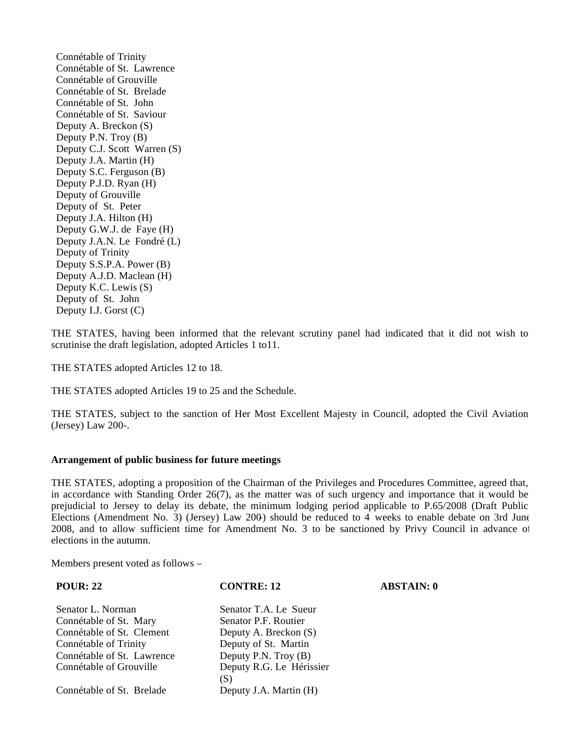Connétable of Trinity
Connétable of St. Lawrence
Connétable of Grouville
Connétable of St. Brelade
Connétable of St. John
Connétable of St. Saviour
Deputy A. Breckon (S)
Deputy P.N. Troy (B)
Deputy C.J. Scott Warren (S)
Deputy J.A. Martin (H)
Deputy S.C. Ferguson (B)
Deputy P.J.D. Ryan (H)
Deputy of Grouville
Deputy of St. Peter
Deputy J.A. Hilton (H)
Deputy G.W.J. de Faye (H)
Deputy J.A.N. Le Fondré (L)
Deputy of Trinity
Deputy S.S.P.A. Power (B)
Deputy A.J.D. Maclean (H)
Deputy K.C. Lewis (S)
Deputy of St. John
Deputy I.J. Gorst (C)

THE STATES, having been informed that the relevant scrutiny panel had indicated that it did not wish to scrutinise the draft legislation, adopted Articles 1 to11.

THE STATES adopted Articles 12 to 18.

THE STATES adopted Articles 19 to 25 and the Schedule.

THE STATES, subject to the sanction of Her Most Excellent Majesty in Council, adopted the Civil Aviation (Jersey) Law 200-.

**Arrangement of public business for future meetings**

THE STATES, adopting a proposition of the Chairman of the Privileges and Procedures Committee, agreed that, in accordance with Standing Order 26(7), as the matter was of such urgency and importance that it would be prejudicial to Jersey to delay its debate, the minimum lodging period applicable to P.65/2008 (Draft Public Elections (Amendment No. 3) (Jersey) Law 200-) should be reduced to 4 weeks to enable debate on 3rd June 2008, and to allow sufficient time for Amendment No. 3 to be sanctioned by Privy Council in advance of elections in the autumn.

Members present voted as follows –

| POUR: 22 | CONTRE: 12 | ABSTAIN: 0 |
|---|---|---|
| Senator L. Norman | Senator T.A. Le Sueur | |
| Connétable of St. Mary | Senator P.F. Routier | |
| Connétable of St. Clement | Deputy A. Breckon (S) | |
| Connétable of Trinity | Deputy of St. Martin | |
| Connétable of St. Lawrence | Deputy P.N. Troy (B) | |
| Connétable of Grouville | Deputy R.G. Le Hérissier (S) | |
| Connétable of St. Brelade | Deputy J.A. Martin (H) | |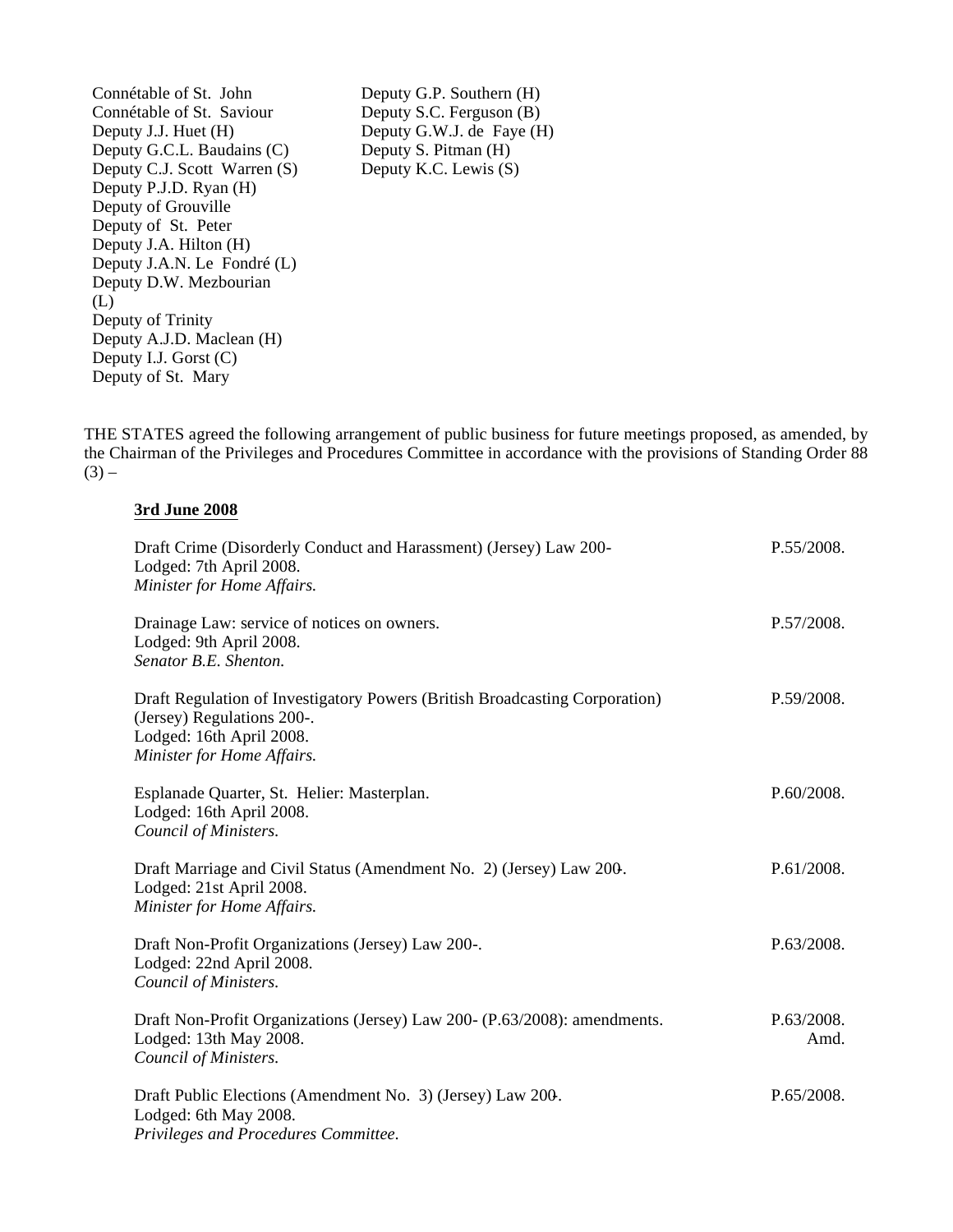Connétable of St. John
Connétable of St. Saviour
Deputy J.J. Huet (H)
Deputy G.C.L. Baudains (C)
Deputy C.J. Scott Warren (S)
Deputy P.J.D. Ryan (H)
Deputy of Grouville
Deputy of St. Peter
Deputy J.A. Hilton (H)
Deputy J.A.N. Le Fondré (L)
Deputy D.W. Mezbourian (L)
Deputy of Trinity
Deputy A.J.D. Maclean (H)
Deputy I.J. Gorst (C)
Deputy of St. Mary
Deputy G.P. Southern (H)
Deputy S.C. Ferguson (B)
Deputy G.W.J. de Faye (H)
Deputy S. Pitman (H)
Deputy K.C. Lewis (S)

THE STATES agreed the following arrangement of public business for future meetings proposed, as amended, by the Chairman of the Privileges and Procedures Committee in accordance with the provisions of Standing Order 88 (3) –

**3rd June 2008**

| | |
|---|---|
| Draft Crime (Disorderly Conduct and Harassment) (Jersey) Law 200-<br>Lodged: 7th April 2008.<br>*Minister for Home Affairs.* | P.55/2008. |
| Drainage Law: service of notices on owners.<br>Lodged: 9th April 2008.<br>*Senator B.E. Shenton.* | P.57/2008. |
| Draft Regulation of Investigatory Powers (British Broadcasting Corporation) (Jersey) Regulations 200-.<br>Lodged: 16th April 2008.<br>*Minister for Home Affairs.* | P.59/2008. |
| Esplanade Quarter, St. Helier: Masterplan.<br>Lodged: 16th April 2008.<br>*Council of Ministers.* | P.60/2008. |
| Draft Marriage and Civil Status (Amendment No. 2) (Jersey) Law 200-.<br>Lodged: 21st April 2008.<br>*Minister for Home Affairs.* | P.61/2008. |
| Draft Non-Profit Organizations (Jersey) Law 200-.<br>Lodged: 22nd April 2008.<br>*Council of Ministers.* | P.63/2008. |
| Draft Non-Profit Organizations (Jersey) Law 200- (P.63/2008): amendments.<br>Lodged: 13th May 2008.<br>*Council of Ministers.* | P.63/2008. Amd. |
| Draft Public Elections (Amendment No. 3) (Jersey) Law 200-.<br>Lodged: 6th May 2008.<br>*Privileges and Procedures Committee.* | P.65/2008. |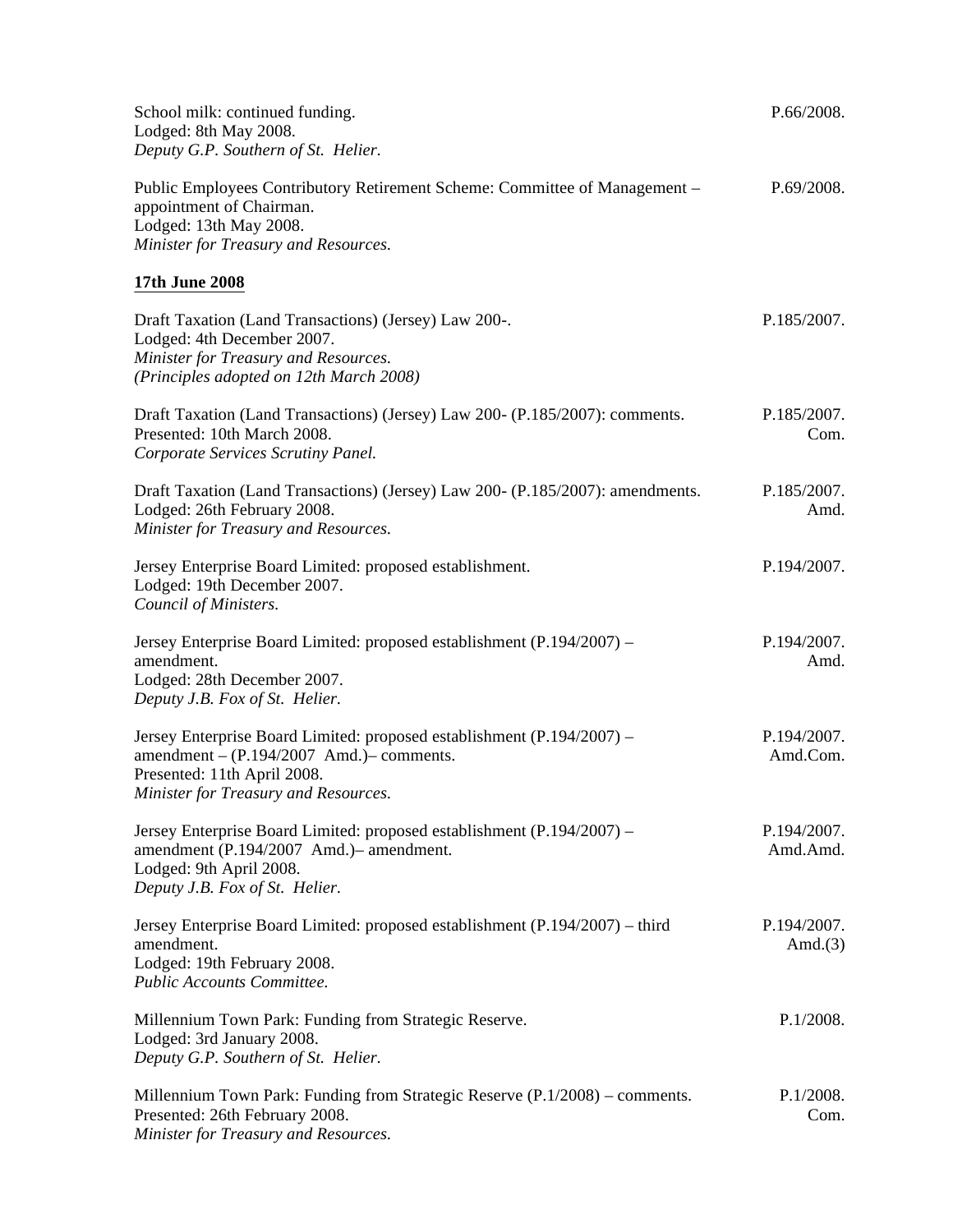School milk: continued funding.
Lodged: 8th May 2008.
*Deputy G.P. Southern of St. Helier.*

P.66/2008.

Public Employees Contributory Retirement Scheme: Committee of Management – appointment of Chairman.
Lodged: 13th May 2008.
*Minister for Treasury and Resources.*

P.69/2008.

**17th June 2008**

Draft Taxation (Land Transactions) (Jersey) Law 200-.
Lodged: 4th December 2007.
*Minister for Treasury and Resources.*
*(Principles adopted on 12th March 2008)*

P.185/2007.

Draft Taxation (Land Transactions) (Jersey) Law 200- (P.185/2007): comments.
Presented: 10th March 2008.
*Corporate Services Scrutiny Panel.*

P.185/2007. Com.

Draft Taxation (Land Transactions) (Jersey) Law 200- (P.185/2007): amendments.
Lodged: 26th February 2008.
*Minister for Treasury and Resources.*

P.185/2007. Amd.

Jersey Enterprise Board Limited: proposed establishment.
Lodged: 19th December 2007.
*Council of Ministers.*

P.194/2007.

Jersey Enterprise Board Limited: proposed establishment (P.194/2007) – amendment.
Lodged: 28th December 2007.
*Deputy J.B. Fox of St. Helier.*

P.194/2007. Amd.

Jersey Enterprise Board Limited: proposed establishment (P.194/2007) – amendment – (P.194/2007 Amd.)– comments.
Presented: 11th April 2008.
*Minister for Treasury and Resources.*

P.194/2007. Amd.Com.

Jersey Enterprise Board Limited: proposed establishment (P.194/2007) – amendment (P.194/2007 Amd.)– amendment.
Lodged: 9th April 2008.
*Deputy J.B. Fox of St. Helier.*

P.194/2007. Amd.Amd.

Jersey Enterprise Board Limited: proposed establishment (P.194/2007) – third amendment.
Lodged: 19th February 2008.
*Public Accounts Committee.*

P.194/2007. Amd.(3)

Millennium Town Park: Funding from Strategic Reserve.
Lodged: 3rd January 2008.
*Deputy G.P. Southern of St. Helier.*

P.1/2008.

Millennium Town Park: Funding from Strategic Reserve (P.1/2008) – comments.
Presented: 26th February 2008.
*Minister for Treasury and Resources.*

P.1/2008. Com.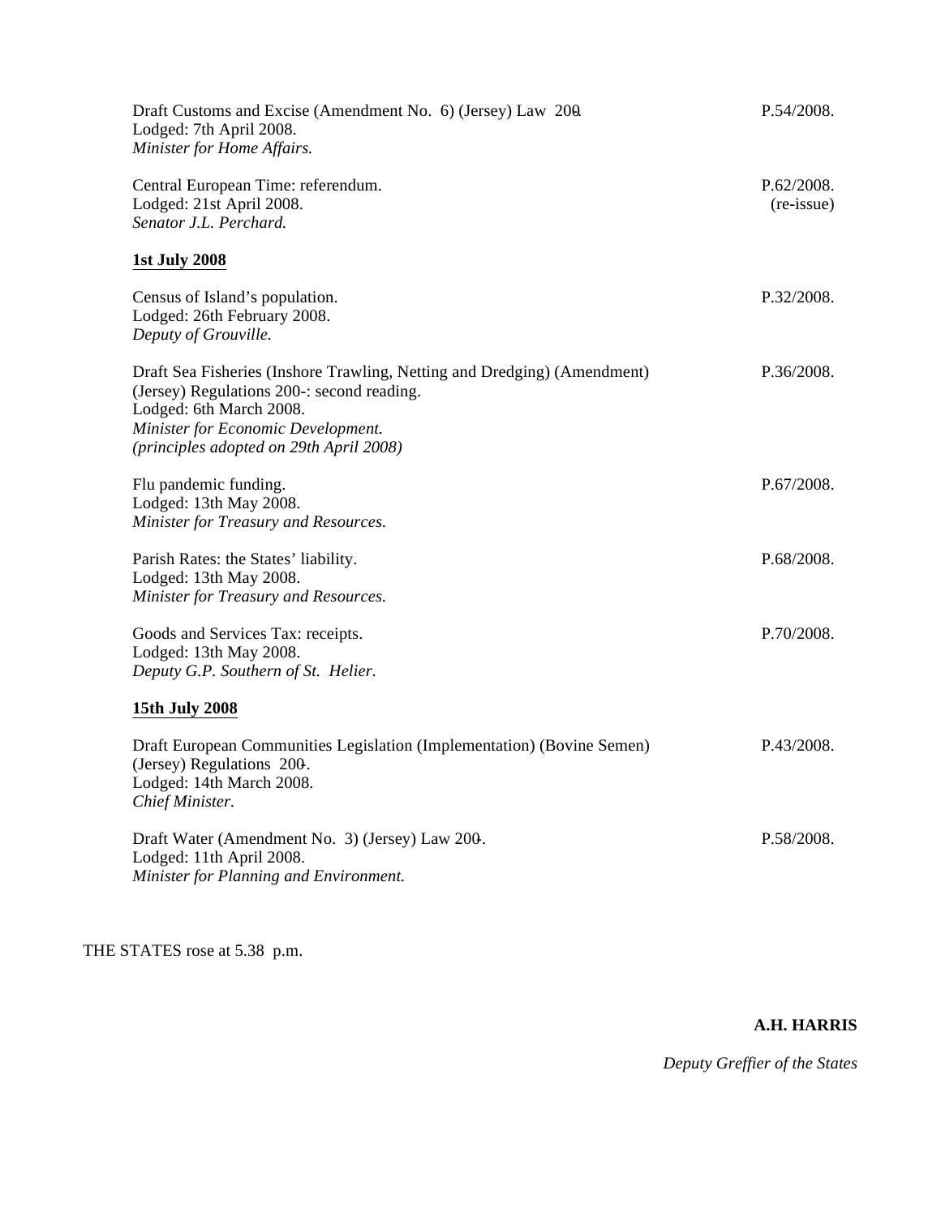Draft Customs and Excise (Amendment No. 6) (Jersey) Law 200-. P.54/2008.
Lodged: 7th April 2008.
*Minister for Home Affairs.*

Central European Time: referendum. P.62/2008. (re-issue)
Lodged: 21st April 2008.
*Senator J.L. Perchard.*

**1st July 2008**

Census of Island's population. P.32/2008.
Lodged: 26th February 2008.
*Deputy of Grouville.*

Draft Sea Fisheries (Inshore Trawling, Netting and Dredging) (Amendment) (Jersey) Regulations 200-: second reading. P.36/2008.
Lodged: 6th March 2008.
*Minister for Economic Development.*
*(principles adopted on 29th April 2008)*

Flu pandemic funding. P.67/2008.
Lodged: 13th May 2008.
*Minister for Treasury and Resources.*

Parish Rates: the States' liability. P.68/2008.
Lodged: 13th May 2008.
*Minister for Treasury and Resources.*

Goods and Services Tax: receipts. P.70/2008.
Lodged: 13th May 2008.
*Deputy G.P. Southern of St. Helier.*

**15th July 2008**

Draft European Communities Legislation (Implementation) (Bovine Semen) (Jersey) Regulations 200-. P.43/2008.
Lodged: 14th March 2008.
*Chief Minister.*

Draft Water (Amendment No. 3) (Jersey) Law 200-. P.58/2008.
Lodged: 11th April 2008.
*Minister for Planning and Environment.*

THE STATES rose at 5.38 p.m.

**A.H. HARRIS**

*Deputy Greffier of the States*